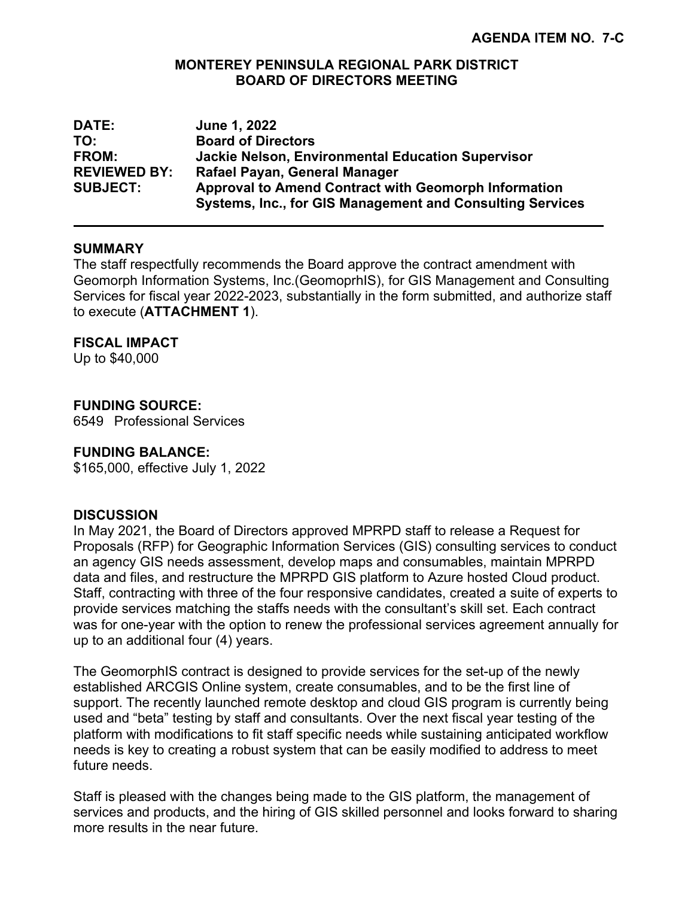**AGENDA ITEM NO. 7-C**

**MONTEREY PENINSULA REGIONAL PARK DISTRICT**
**BOARD OF DIRECTORS MEETING**

| | |
|---|---|
| **DATE:** | **June 1, 2022** |
| **TO:** | **Board of Directors** |
| **FROM:** | **Jackie Nelson, Environmental Education Supervisor** |
| **REVIEWED BY:** | **Rafael Payan, General Manager** |
| **SUBJECT:** | **Approval to Amend Contract with Geomorph Information Systems, Inc., for GIS Management and Consulting Services** |

---

**SUMMARY**

The staff respectfully recommends the Board approve the contract amendment with Geomorph Information Systems, Inc.(GeomoprhIS), for GIS Management and Consulting Services for fiscal year 2022-2023, substantially in the form submitted, and authorize staff to execute (**ATTACHMENT 1**).

**FISCAL IMPACT**

Up to $40,000

**FUNDING SOURCE:**

6549 Professional Services

**FUNDING BALANCE:**

$165,000, effective July 1, 2022

**DISCUSSION**

In May 2021, the Board of Directors approved MPRPD staff to release a Request for Proposals (RFP) for Geographic Information Services (GIS) consulting services to conduct an agency GIS needs assessment, develop maps and consumables, maintain MPRPD data and files, and restructure the MPRPD GIS platform to Azure hosted Cloud product. Staff, contracting with three of the four responsive candidates, created a suite of experts to provide services matching the staffs needs with the consultant's skill set. Each contract was for one-year with the option to renew the professional services agreement annually for up to an additional four (4) years.

The GeomorphIS contract is designed to provide services for the set-up of the newly established ARCGIS Online system, create consumables, and to be the first line of support. The recently launched remote desktop and cloud GIS program is currently being used and "beta" testing by staff and consultants. Over the next fiscal year testing of the platform with modifications to fit staff specific needs while sustaining anticipated workflow needs is key to creating a robust system that can be easily modified to address to meet future needs.

Staff is pleased with the changes being made to the GIS platform, the management of services and products, and the hiring of GIS skilled personnel and looks forward to sharing more results in the near future.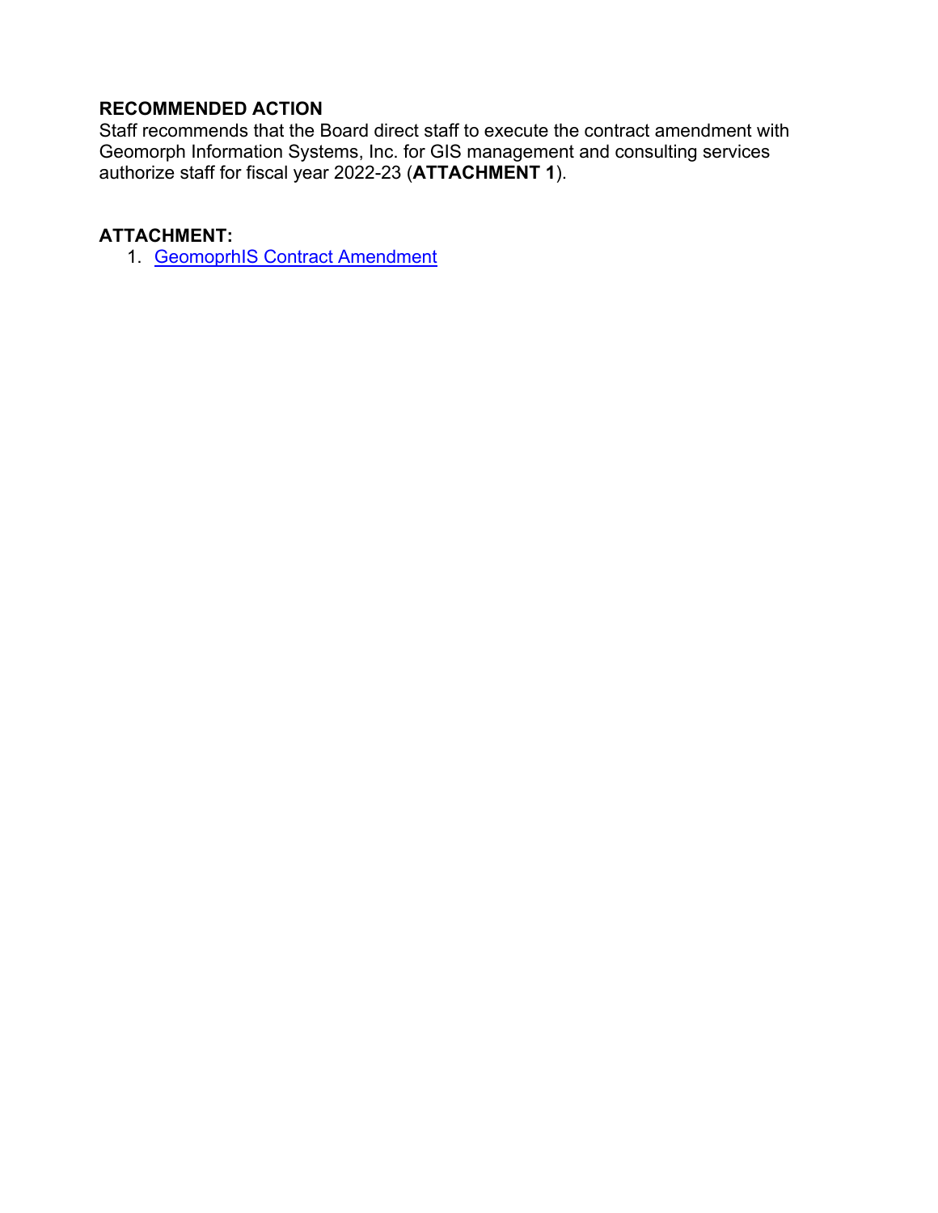## RECOMMENDED ACTION

Staff recommends that the Board direct staff to execute the contract amendment with Geomorph Information Systems, Inc. for GIS management and consulting services authorize staff for fiscal year 2022-23 (**ATTACHMENT 1**).

## ATTACHMENT:

1. GeomoprhIS Contract Amendment